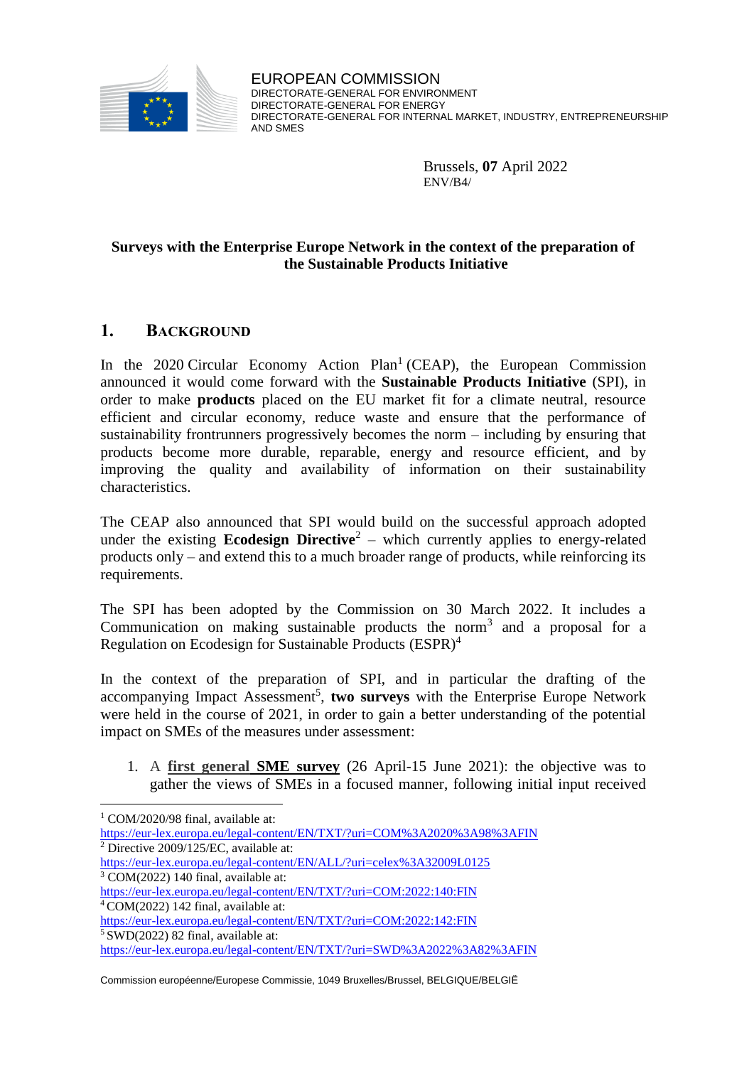EUROPEAN COMMISSION
DIRECTORATE-GENERAL FOR ENVIRONMENT
DIRECTORATE-GENERAL FOR ENERGY
DIRECTORATE-GENERAL FOR INTERNAL MARKET, INDUSTRY, ENTREPRENEURSHIP AND SMES

Brussels, **07** April 2022
ENV/B4/

**Surveys with the Enterprise Europe Network in the context of the preparation of the Sustainable Products Initiative**

## 1. Background

In the 2020 Circular Economy Action Plan[1] (CEAP), the European Commission announced it would come forward with the **Sustainable Products Initiative** (SPI), in order to make **products** placed on the EU market fit for a climate neutral, resource efficient and circular economy, reduce waste and ensure that the performance of sustainability frontrunners progressively becomes the norm – including by ensuring that products become more durable, reparable, energy and resource efficient, and by improving the quality and availability of information on their sustainability characteristics.

The CEAP also announced that SPI would build on the successful approach adopted under the existing **Ecodesign Directive**[2] – which currently applies to energy-related products only – and extend this to a much broader range of products, while reinforcing its requirements.

The SPI has been adopted by the Commission on 30 March 2022. It includes a Communication on making sustainable products the norm[3] and a proposal for a Regulation on Ecodesign for Sustainable Products (ESPR)[4]

In the context of the preparation of SPI, and in particular the drafting of the accompanying Impact Assessment[5], **two surveys** with the Enterprise Europe Network were held in the course of 2021, in order to gain a better understanding of the potential impact on SMEs of the measures under assessment:

1. A **first general SME survey** (26 April-15 June 2021): the objective was to gather the views of SMEs in a focused manner, following initial input received

---

[1] COM/2020/98 final, available at: https://eur-lex.europa.eu/legal-content/EN/TXT/?uri=COM%3A2020%3A98%3AFIN

[2] Directive 2009/125/EC, available at: https://eur-lex.europa.eu/legal-content/EN/ALL/?uri=celex%3A32009L0125

[3] COM(2022) 140 final, available at: https://eur-lex.europa.eu/legal-content/EN/TXT/?uri=COM:2022:140:FIN

[4] COM(2022) 142 final, available at: https://eur-lex.europa.eu/legal-content/EN/TXT/?uri=COM:2022:142:FIN

[5] SWD(2022) 82 final, available at: https://eur-lex.europa.eu/legal-content/EN/TXT/?uri=SWD%3A2022%3A82%3AFIN

Commission européenne/Europese Commissie, 1049 Bruxelles/Brussel, BELGIQUE/BELGIË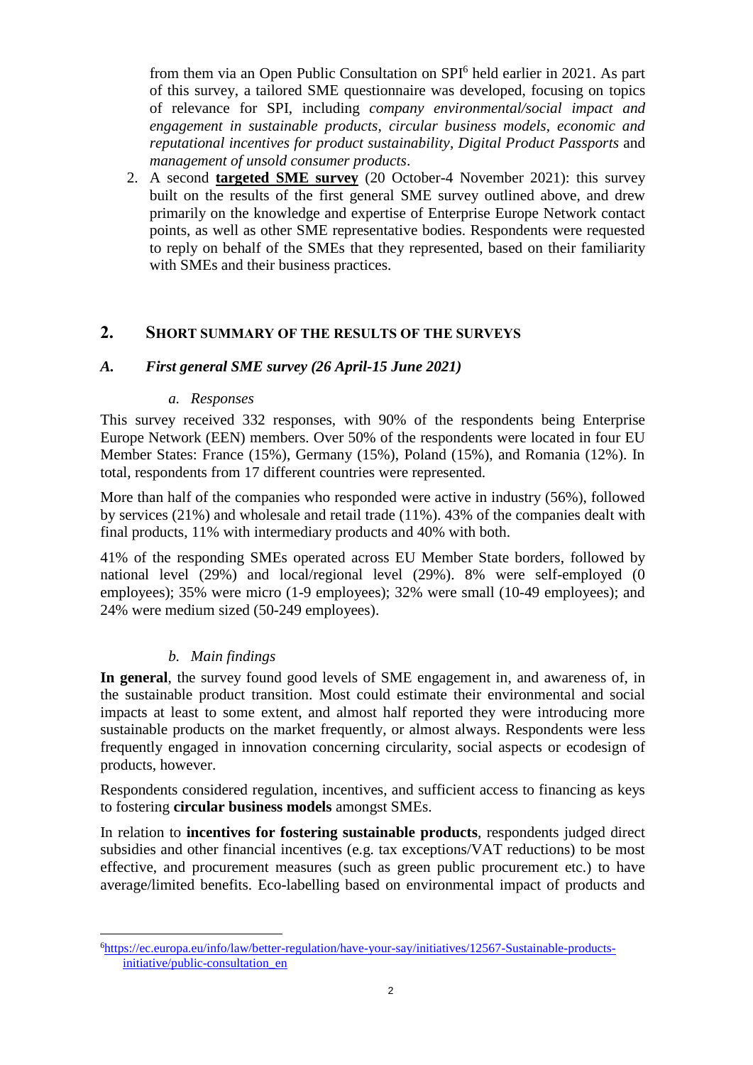from them via an Open Public Consultation on SPI[6] held earlier in 2021. As part of this survey, a tailored SME questionnaire was developed, focusing on topics of relevance for SPI, including *company environmental/social impact and engagement in sustainable products*, *circular business models*, *economic and reputational incentives for product sustainability*, *Digital Product Passports* and *management of unsold consumer products*.

2. A second **targeted SME survey** (20 October-4 November 2021): this survey built on the results of the first general SME survey outlined above, and drew primarily on the knowledge and expertise of Enterprise Europe Network contact points, as well as other SME representative bodies. Respondents were requested to reply on behalf of the SMEs that they represented, based on their familiarity with SMEs and their business practices.

## 2. Short summary of the results of the surveys

### *A. First general SME survey (26 April-15 June 2021)*

#### *a. Responses*

This survey received 332 responses, with 90% of the respondents being Enterprise Europe Network (EEN) members. Over 50% of the respondents were located in four EU Member States: France (15%), Germany (15%), Poland (15%), and Romania (12%). In total, respondents from 17 different countries were represented.

More than half of the companies who responded were active in industry (56%), followed by services (21%) and wholesale and retail trade (11%). 43% of the companies dealt with final products, 11% with intermediary products and 40% with both.

41% of the responding SMEs operated across EU Member State borders, followed by national level (29%) and local/regional level (29%). 8% were self-employed (0 employees); 35% were micro (1-9 employees); 32% were small (10-49 employees); and 24% were medium sized (50-249 employees).

#### *b. Main findings*

**In general**, the survey found good levels of SME engagement in, and awareness of, in the sustainable product transition. Most could estimate their environmental and social impacts at least to some extent, and almost half reported they were introducing more sustainable products on the market frequently, or almost always. Respondents were less frequently engaged in innovation concerning circularity, social aspects or ecodesign of products, however.

Respondents considered regulation, incentives, and sufficient access to financing as keys to fostering **circular business models** amongst SMEs.

In relation to **incentives for fostering sustainable products**, respondents judged direct subsidies and other financial incentives (e.g. tax exceptions/VAT reductions) to be most effective, and procurement measures (such as green public procurement etc.) to have average/limited benefits. Eco-labelling based on environmental impact of products and

---

[6] https://ec.europa.eu/info/law/better-regulation/have-your-say/initiatives/12567-Sustainable-products-initiative/public-consultation_en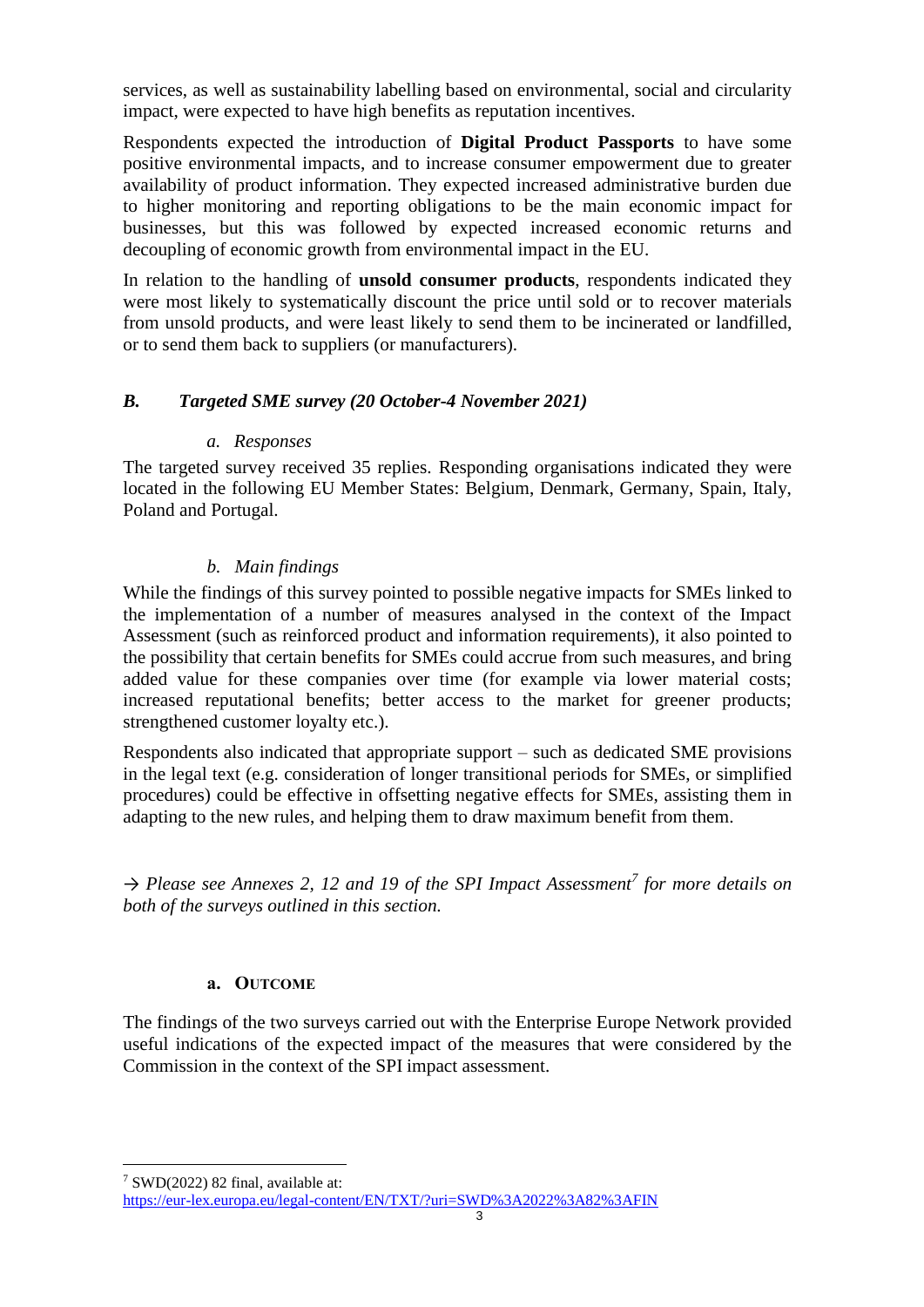services, as well as sustainability labelling based on environmental, social and circularity impact, were expected to have high benefits as reputation incentives.

Respondents expected the introduction of **Digital Product Passports** to have some positive environmental impacts, and to increase consumer empowerment due to greater availability of product information. They expected increased administrative burden due to higher monitoring and reporting obligations to be the main economic impact for businesses, but this was followed by expected increased economic returns and decoupling of economic growth from environmental impact in the EU.

In relation to the handling of **unsold consumer products**, respondents indicated they were most likely to systematically discount the price until sold or to recover materials from unsold products, and were least likely to send them to be incinerated or landfilled, or to send them back to suppliers (or manufacturers).

### *B. Targeted SME survey (20 October-4 November 2021)*

#### *a. Responses*

The targeted survey received 35 replies. Responding organisations indicated they were located in the following EU Member States: Belgium, Denmark, Germany, Spain, Italy, Poland and Portugal.

#### *b. Main findings*

While the findings of this survey pointed to possible negative impacts for SMEs linked to the implementation of a number of measures analysed in the context of the Impact Assessment (such as reinforced product and information requirements), it also pointed to the possibility that certain benefits for SMEs could accrue from such measures, and bring added value for these companies over time (for example via lower material costs; increased reputational benefits; better access to the market for greener products; strengthened customer loyalty etc.).

Respondents also indicated that appropriate support – such as dedicated SME provisions in the legal text (e.g. consideration of longer transitional periods for SMEs, or simplified procedures) could be effective in offsetting negative effects for SMEs, assisting them in adapting to the new rules, and helping them to draw maximum benefit from them.

*→ Please see Annexes 2, 12 and 19 of the SPI Impact Assessment[7] for more details on both of the surveys outlined in this section.*

## a. OUTCOME

The findings of the two surveys carried out with the Enterprise Europe Network provided useful indications of the expected impact of the measures that were considered by the Commission in the context of the SPI impact assessment.

[7] SWD(2022) 82 final, available at: https://eur-lex.europa.eu/legal-content/EN/TXT/?uri=SWD%3A2022%3A82%3AFIN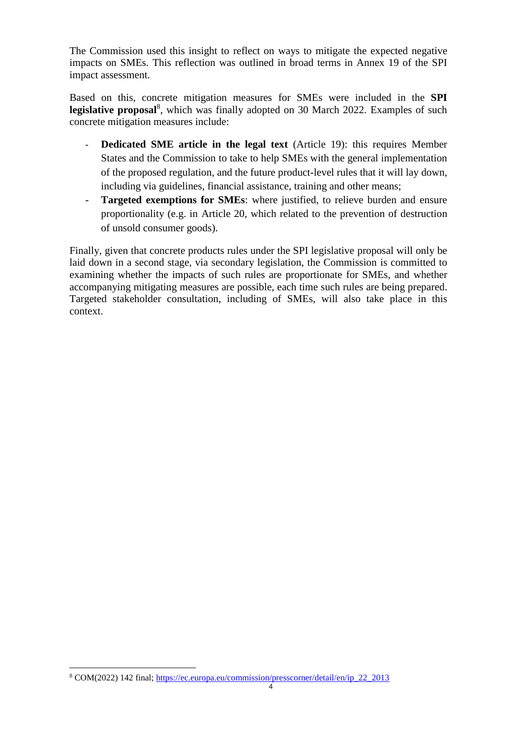The Commission used this insight to reflect on ways to mitigate the expected negative impacts on SMEs. This reflection was outlined in broad terms in Annex 19 of the SPI impact assessment.

Based on this, concrete mitigation measures for SMEs were included in the **SPI legislative proposal**[8], which was finally adopted on 30 March 2022. Examples of such concrete mitigation measures include:

- **Dedicated SME article in the legal text** (Article 19): this requires Member States and the Commission to take to help SMEs with the general implementation of the proposed regulation, and the future product-level rules that it will lay down, including via guidelines, financial assistance, training and other means;
- **Targeted exemptions for SMEs**: where justified, to relieve burden and ensure proportionality (e.g. in Article 20, which related to the prevention of destruction of unsold consumer goods).

Finally, given that concrete products rules under the SPI legislative proposal will only be laid down in a second stage, via secondary legislation, the Commission is committed to examining whether the impacts of such rules are proportionate for SMEs, and whether accompanying mitigating measures are possible, each time such rules are being prepared. Targeted stakeholder consultation, including of SMEs, will also take place in this context.

[8] COM(2022) 142 final; https://ec.europa.eu/commission/presscorner/detail/en/ip_22_2013